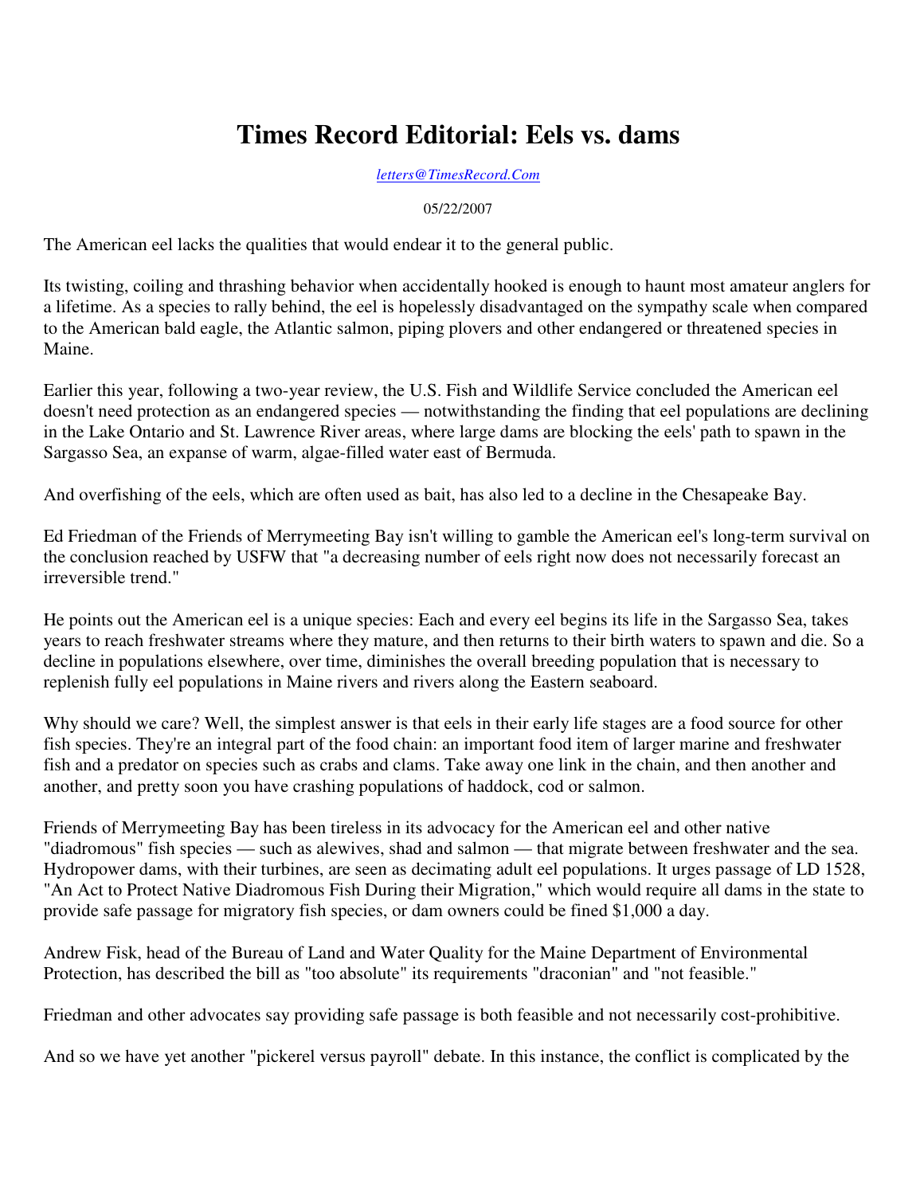# Times Record Editorial: Eels vs. dams

*letters@TimesRecord.Com*

05/22/2007

The American eel lacks the qualities that would endear it to the general public.

Its twisting, coiling and thrashing behavior when accidentally hooked is enough to haunt most amateur anglers for a lifetime. As a species to rally behind, the eel is hopelessly disadvantaged on the sympathy scale when compared to the American bald eagle, the Atlantic salmon, piping plovers and other endangered or threatened species in Maine.

Earlier this year, following a two-year review, the U.S. Fish and Wildlife Service concluded the American eel doesn't need protection as an endangered species — notwithstanding the finding that eel populations are declining in the Lake Ontario and St. Lawrence River areas, where large dams are blocking the eels' path to spawn in the Sargasso Sea, an expanse of warm, algae-filled water east of Bermuda.

And overfishing of the eels, which are often used as bait, has also led to a decline in the Chesapeake Bay.

Ed Friedman of the Friends of Merrymeeting Bay isn't willing to gamble the American eel's long-term survival on the conclusion reached by USFW that "a decreasing number of eels right now does not necessarily forecast an irreversible trend."

He points out the American eel is a unique species: Each and every eel begins its life in the Sargasso Sea, takes years to reach freshwater streams where they mature, and then returns to their birth waters to spawn and die. So a decline in populations elsewhere, over time, diminishes the overall breeding population that is necessary to replenish fully eel populations in Maine rivers and rivers along the Eastern seaboard.

Why should we care? Well, the simplest answer is that eels in their early life stages are a food source for other fish species. They're an integral part of the food chain: an important food item of larger marine and freshwater fish and a predator on species such as crabs and clams. Take away one link in the chain, and then another and another, and pretty soon you have crashing populations of haddock, cod or salmon.

Friends of Merrymeeting Bay has been tireless in its advocacy for the American eel and other native "diadromous" fish species — such as alewives, shad and salmon — that migrate between freshwater and the sea. Hydropower dams, with their turbines, are seen as decimating adult eel populations. It urges passage of LD 1528, "An Act to Protect Native Diadromous Fish During their Migration," which would require all dams in the state to provide safe passage for migratory fish species, or dam owners could be fined $1,000 a day.

Andrew Fisk, head of the Bureau of Land and Water Quality for the Maine Department of Environmental Protection, has described the bill as "too absolute" its requirements "draconian" and "not feasible."

Friedman and other advocates say providing safe passage is both feasible and not necessarily cost-prohibitive.

And so we have yet another "pickerel versus payroll" debate. In this instance, the conflict is complicated by the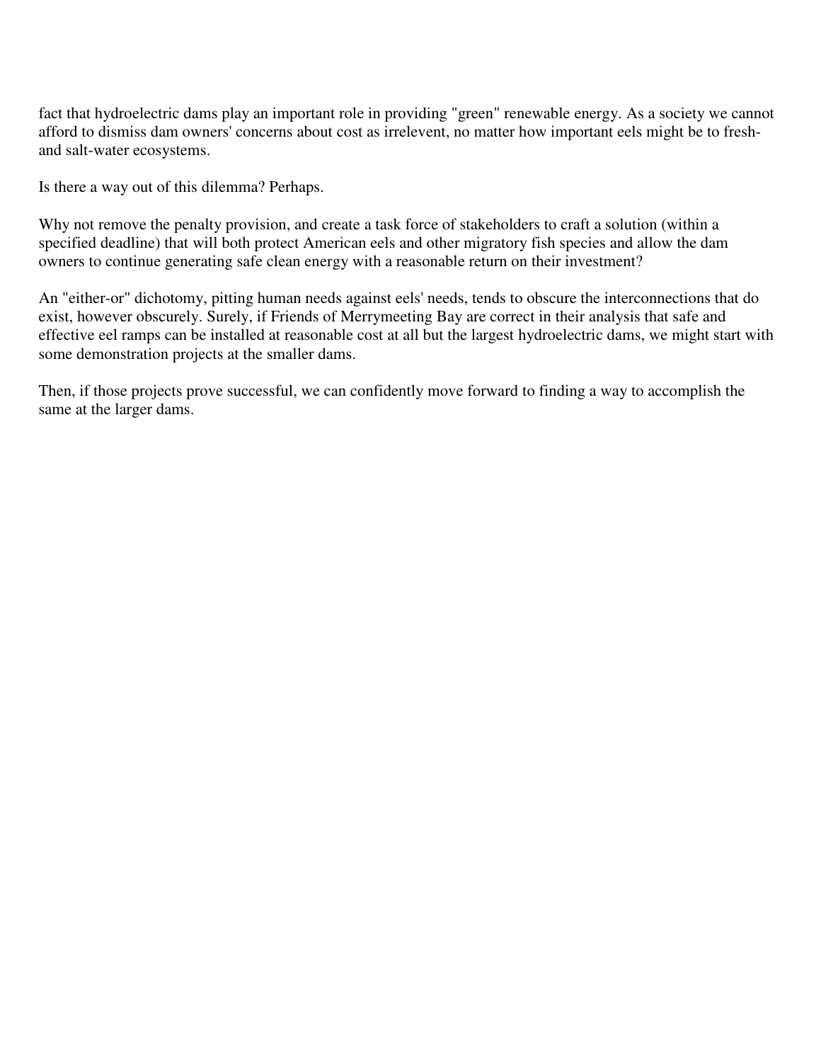fact that hydroelectric dams play an important role in providing "green" renewable energy. As a society we cannot afford to dismiss dam owners' concerns about cost as irrelevent, no matter how important eels might be to fresh- and salt-water ecosystems.

Is there a way out of this dilemma? Perhaps.

Why not remove the penalty provision, and create a task force of stakeholders to craft a solution (within a specified deadline) that will both protect American eels and other migratory fish species and allow the dam owners to continue generating safe clean energy with a reasonable return on their investment?

An "either-or" dichotomy, pitting human needs against eels' needs, tends to obscure the interconnections that do exist, however obscurely. Surely, if Friends of Merrymeeting Bay are correct in their analysis that safe and effective eel ramps can be installed at reasonable cost at all but the largest hydroelectric dams, we might start with some demonstration projects at the smaller dams.

Then, if those projects prove successful, we can confidently move forward to finding a way to accomplish the same at the larger dams.